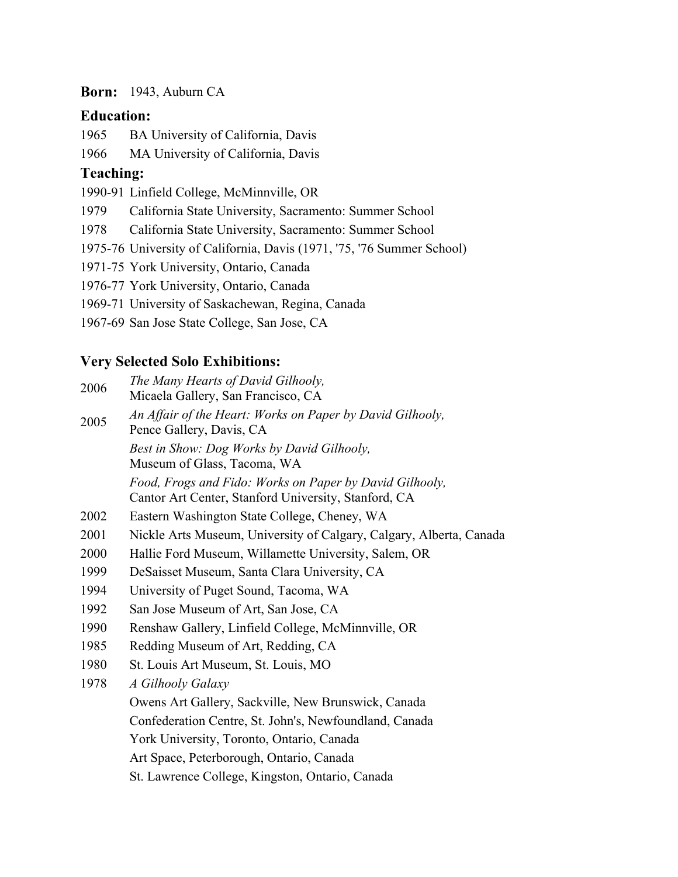**Born:** 1943, Auburn CA

## Education:

1965 BA University of California, Davis

1966 MA University of California, Davis

## Teaching:

1990-91 Linfield College, McMinnville, OR

1979 California State University, Sacramento: Summer School

1978 California State University, Sacramento: Summer School

1975-76 University of California, Davis (1971, '75, '76 Summer School)

1971-75 York University, Ontario, Canada

1976-77 York University, Ontario, Canada

1969-71 University of Saskachewan, Regina, Canada

1967-69 San Jose State College, San Jose, CA

## Very Selected Solo Exhibitions:

2006 *The Many Hearts of David Gilhooly,*
Micaela Gallery, San Francisco, CA

2005 *An Affair of the Heart: Works on Paper by David Gilhooly,*
Pence Gallery, Davis, CA

*Best in Show: Dog Works by David Gilhooly,*
Museum of Glass, Tacoma, WA

*Food, Frogs and Fido: Works on Paper by David Gilhooly,*
Cantor Art Center, Stanford University, Stanford, CA

2002 Eastern Washington State College, Cheney, WA

2001 Nickle Arts Museum, University of Calgary, Calgary, Alberta, Canada

2000 Hallie Ford Museum, Willamette University, Salem, OR

1999 DeSaisset Museum, Santa Clara University, CA

1994 University of Puget Sound, Tacoma, WA

1992 San Jose Museum of Art, San Jose, CA

1990 Renshaw Gallery, Linfield College, McMinnville, OR

1985 Redding Museum of Art, Redding, CA

1980 St. Louis Art Museum, St. Louis, MO

1978 *A Gilhooly Galaxy*

Owens Art Gallery, Sackville, New Brunswick, Canada

Confederation Centre, St. John's, Newfoundland, Canada

York University, Toronto, Ontario, Canada

Art Space, Peterborough, Ontario, Canada

St. Lawrence College, Kingston, Ontario, Canada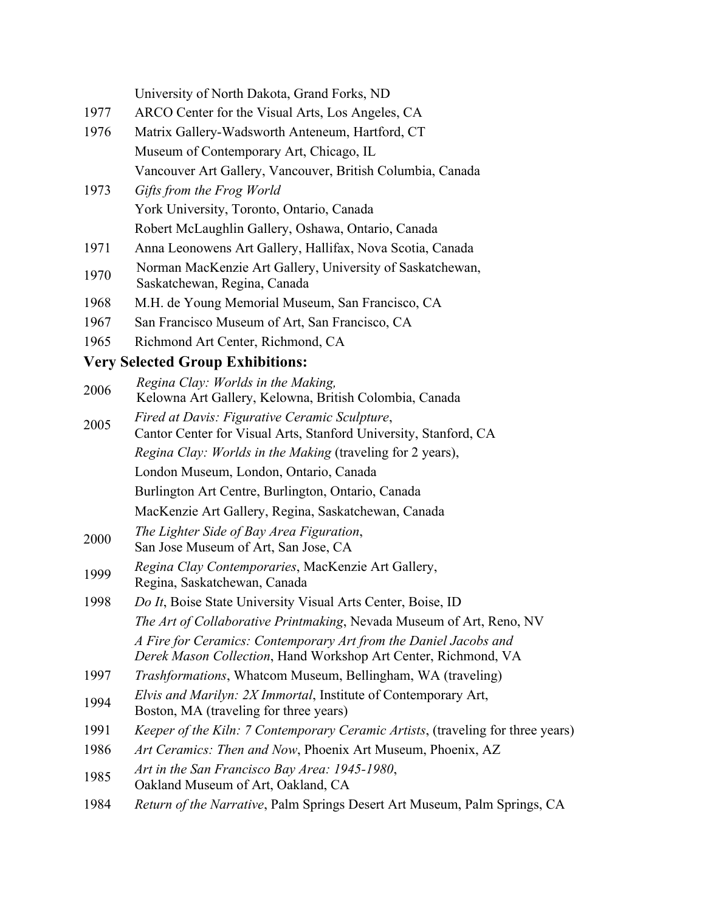University of North Dakota, Grand Forks, ND

1977 ARCO Center for the Visual Arts, Los Angeles, CA

1976 Matrix Gallery-Wadsworth Anteneum, Hartford, CT
Museum of Contemporary Art, Chicago, IL
Vancouver Art Gallery, Vancouver, British Columbia, Canada

1973 *Gifts from the Frog World*
York University, Toronto, Ontario, Canada
Robert McLaughlin Gallery, Oshawa, Ontario, Canada

1971 Anna Leonowens Art Gallery, Hallifax, Nova Scotia, Canada

1970 Norman MacKenzie Art Gallery, University of Saskatchewan, Saskatchewan, Regina, Canada

1968 M.H. de Young Memorial Museum, San Francisco, CA

1967 San Francisco Museum of Art, San Francisco, CA

1965 Richmond Art Center, Richmond, CA

### Very Selected Group Exhibitions:

2006 *Regina Clay: Worlds in the Making,*
Kelowna Art Gallery, Kelowna, British Colombia, Canada

2005 *Fired at Davis: Figurative Ceramic Sculpture*,
Cantor Center for Visual Arts, Stanford University, Stanford, CA
*Regina Clay: Worlds in the Making* (traveling for 2 years),
London Museum, London, Ontario, Canada
Burlington Art Centre, Burlington, Ontario, Canada
MacKenzie Art Gallery, Regina, Saskatchewan, Canada

2000 *The Lighter Side of Bay Area Figuration*,
San Jose Museum of Art, San Jose, CA

1999 *Regina Clay Contemporaries*, MacKenzie Art Gallery,
Regina, Saskatchewan, Canada

1998 *Do It*, Boise State University Visual Arts Center, Boise, ID
*The Art of Collaborative Printmaking*, Nevada Museum of Art, Reno, NV
*A Fire for Ceramics: Contemporary Art from the Daniel Jacobs and Derek Mason Collection*, Hand Workshop Art Center, Richmond, VA

1997 *Trashformations*, Whatcom Museum, Bellingham, WA (traveling)

1994 *Elvis and Marilyn: 2X Immortal*, Institute of Contemporary Art,
Boston, MA (traveling for three years)

1991 *Keeper of the Kiln: 7 Contemporary Ceramic Artists*, (traveling for three years)

1986 *Art Ceramics: Then and Now*, Phoenix Art Museum, Phoenix, AZ

1985 *Art in the San Francisco Bay Area: 1945-1980*,
Oakland Museum of Art, Oakland, CA

1984 *Return of the Narrative*, Palm Springs Desert Art Museum, Palm Springs, CA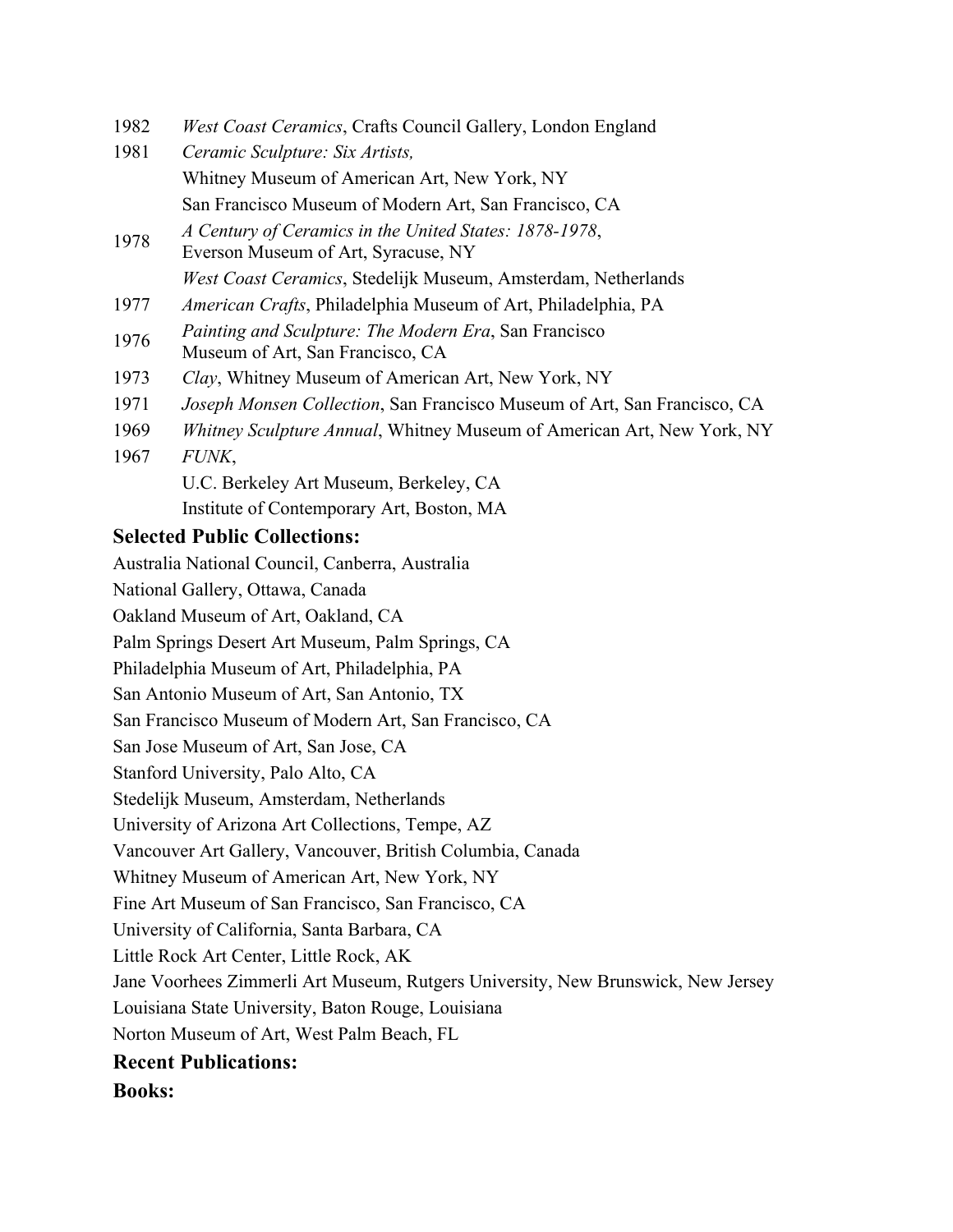1982 *West Coast Ceramics*, Crafts Council Gallery, London England

1981 *Ceramic Sculpture: Six Artists,*
Whitney Museum of American Art, New York, NY
San Francisco Museum of Modern Art, San Francisco, CA

1978 *A Century of Ceramics in the United States: 1878-1978*,
Everson Museum of Art, Syracuse, NY
*West Coast Ceramics*, Stedelijk Museum, Amsterdam, Netherlands

1977 *American Crafts*, Philadelphia Museum of Art, Philadelphia, PA

1976 *Painting and Sculpture: The Modern Era*, San Francisco Museum of Art, San Francisco, CA

1973 *Clay*, Whitney Museum of American Art, New York, NY

1971 *Joseph Monsen Collection*, San Francisco Museum of Art, San Francisco, CA

1969 *Whitney Sculpture Annual*, Whitney Museum of American Art, New York, NY

1967 *FUNK*,
U.C. Berkeley Art Museum, Berkeley, CA
Institute of Contemporary Art, Boston, MA

### Selected Public Collections:

Australia National Council, Canberra, Australia
National Gallery, Ottawa, Canada
Oakland Museum of Art, Oakland, CA
Palm Springs Desert Art Museum, Palm Springs, CA
Philadelphia Museum of Art, Philadelphia, PA
San Antonio Museum of Art, San Antonio, TX
San Francisco Museum of Modern Art, San Francisco, CA
San Jose Museum of Art, San Jose, CA
Stanford University, Palo Alto, CA
Stedelijk Museum, Amsterdam, Netherlands
University of Arizona Art Collections, Tempe, AZ
Vancouver Art Gallery, Vancouver, British Columbia, Canada
Whitney Museum of American Art, New York, NY
Fine Art Museum of San Francisco, San Francisco, CA
University of California, Santa Barbara, CA
Little Rock Art Center, Little Rock, AK
Jane Voorhees Zimmerli Art Museum, Rutgers University, New Brunswick, New Jersey
Louisiana State University, Baton Rouge, Louisiana
Norton Museum of Art, West Palm Beach, FL

### Recent Publications:

**Books:**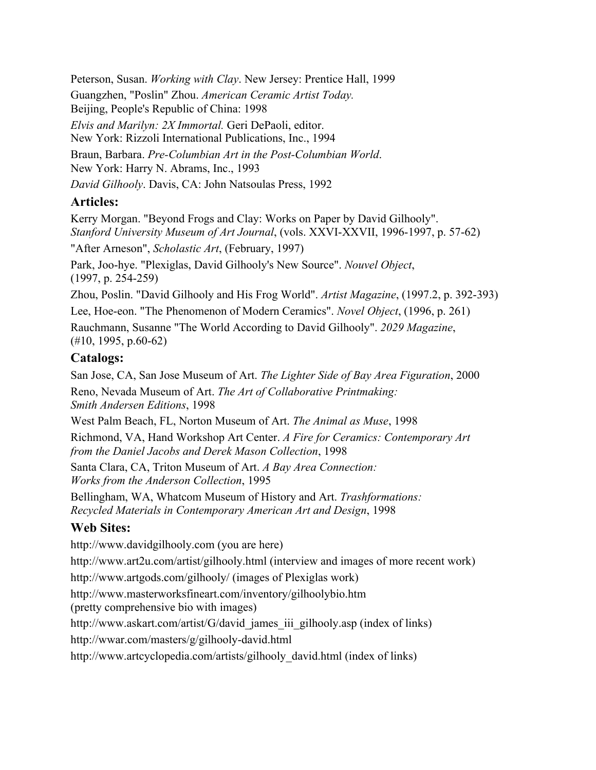Peterson, Susan. *Working with Clay*. New Jersey: Prentice Hall, 1999

Guangzhen, "Poslin" Zhou. *American Ceramic Artist Today.*
Beijing, People's Republic of China: 1998

*Elvis and Marilyn: 2X Immortal.* Geri DePaoli, editor.
New York: Rizzoli International Publications, Inc., 1994

Braun, Barbara. *Pre-Columbian Art in the Post-Columbian World*.
New York: Harry N. Abrams, Inc., 1993

*David Gilhooly*. Davis, CA: John Natsoulas Press, 1992

## Articles:

Kerry Morgan. "Beyond Frogs and Clay: Works on Paper by David Gilhooly".
*Stanford University Museum of Art Journal*, (vols. XXVI-XXVII, 1996-1997, p. 57-62)

"After Arneson", *Scholastic Art*, (February, 1997)

Park, Joo-hye. "Plexiglas, David Gilhooly's New Source". *Nouvel Object*,
(1997, p. 254-259)

Zhou, Poslin. "David Gilhooly and His Frog World". *Artist Magazine*, (1997.2, p. 392-393)

Lee, Hoe-eon. "The Phenomenon of Modern Ceramics". *Novel Object*, (1996, p. 261)

Rauchmann, Susanne "The World According to David Gilhooly". *2029 Magazine*,
(#10, 1995, p.60-62)

## Catalogs:

San Jose, CA, San Jose Museum of Art. *The Lighter Side of Bay Area Figuration*, 2000

Reno, Nevada Museum of Art. *The Art of Collaborative Printmaking:
Smith Andersen Editions*, 1998

West Palm Beach, FL, Norton Museum of Art. *The Animal as Muse*, 1998

Richmond, VA, Hand Workshop Art Center. *A Fire for Ceramics: Contemporary Art
from the Daniel Jacobs and Derek Mason Collection*, 1998

Santa Clara, CA, Triton Museum of Art. *A Bay Area Connection:
Works from the Anderson Collection*, 1995

Bellingham, WA, Whatcom Museum of History and Art. *Trashformations:
Recycled Materials in Contemporary American Art and Design*, 1998

## Web Sites:

http://www.davidgilhooly.com (you are here)

http://www.art2u.com/artist/gilhooly.html (interview and images of more recent work)

http://www.artgods.com/gilhooly/ (images of Plexiglas work)

http://www.masterworksfineart.com/inventory/gilhoolybio.htm
(pretty comprehensive bio with images)

http://www.askart.com/artist/G/david_james_iii_gilhooly.asp (index of links)

http://wwar.com/masters/g/gilhooly-david.html

http://www.artcyclopedia.com/artists/gilhooly_david.html (index of links)